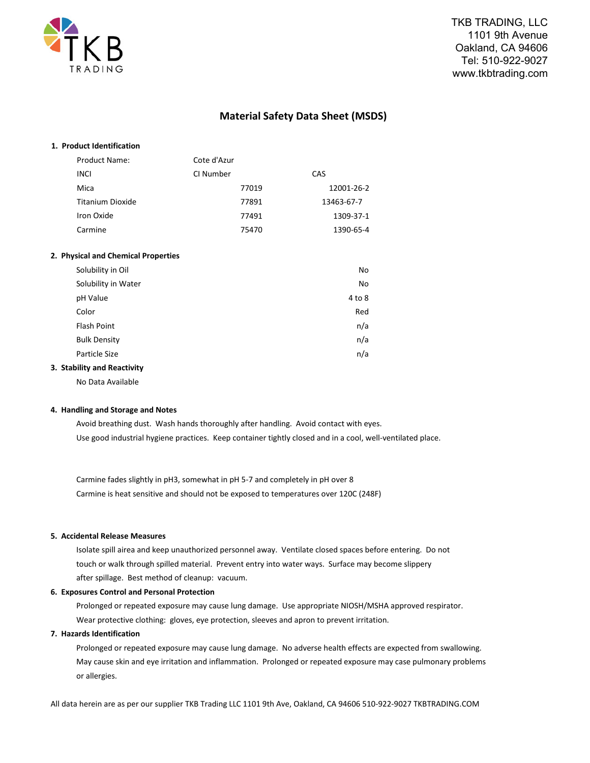TKB TRADING, LLC
1101 9th Avenue
Oakland, CA 94606
Tel: 510-922-9027
www.tkbtrading.com

# Material Safety Data Sheet (MSDS)

## 1. Product Identification

Product Name: Cote d'Azur

| INCI | CI Number | CAS |
|---|---|---|
| Mica | 77019 | 12001-26-2 |
| Titanium Dioxide | 77891 | 13463-67-7 |
| Iron Oxide | 77491 | 1309-37-1 |
| Carmine | 75470 | 1390-65-4 |

## 2. Physical and Chemical Properties

| Property | Value |
|---|---|
| Solubility in Oil | No |
| Solubility in Water | No |
| pH Value | 4 to 8 |
| Color | Red |
| Flash Point | n/a |
| Bulk Density | n/a |
| Particle Size | n/a |

## 3. Stability and Reactivity

No Data Available

## 4. Handling and Storage and Notes

Avoid breathing dust. Wash hands thoroughly after handling. Avoid contact with eyes.
Use good industrial hygiene practices. Keep container tightly closed and in a cool, well-ventilated place.

Carmine fades slightly in pH3, somewhat in pH 5-7 and completely in pH over 8
Carmine is heat sensitive and should not be exposed to temperatures over 120C (248F)

## 5. Accidental Release Measures

Isolate spill airea and keep unauthorized personnel away. Ventilate closed spaces before entering. Do not touch or walk through spilled material. Prevent entry into water ways. Surface may become slippery after spillage. Best method of cleanup: vacuum.

## 6. Exposures Control and Personal Protection

Prolonged or repeated exposure may cause lung damage. Use appropriate NIOSH/MSHA approved respirator.
Wear protective clothing: gloves, eye protection, sleeves and apron to prevent irritation.

## 7. Hazards Identification

Prolonged or repeated exposure may cause lung damage. No adverse health effects are expected from swallowing. May cause skin and eye irritation and inflammation. Prolonged or repeated exposure may case pulmonary problems or allergies.

All data herein are as per our supplier TKB Trading LLC 1101 9th Ave, Oakland, CA 94606 510-922-9027 TKBTRADING.COM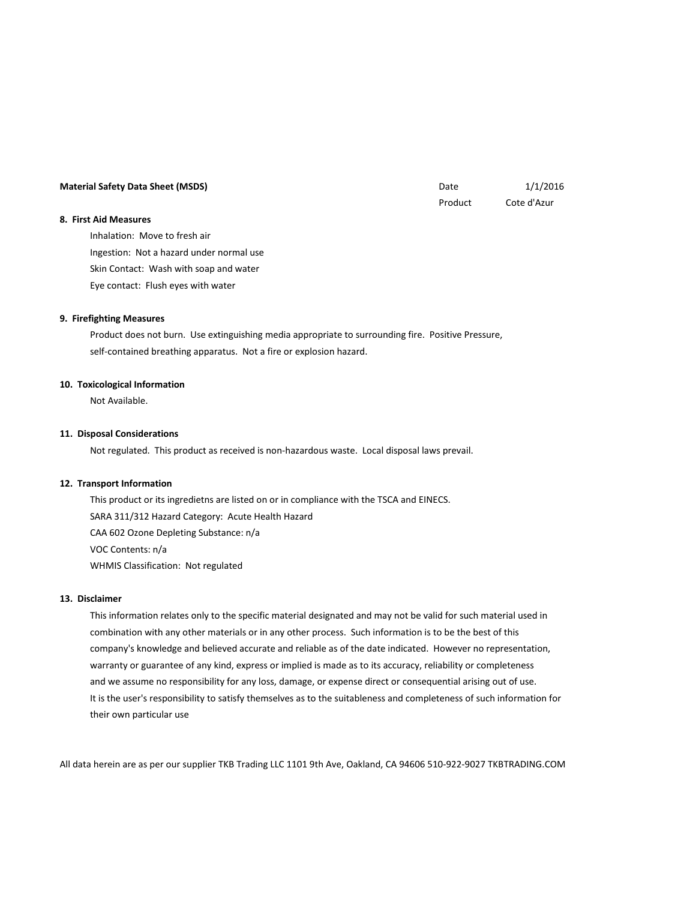**Material Safety Data Sheet (MSDS)**

Date 1/1/2016

Product Cote d'Azur

**8. First Aid Measures**

Inhalation: Move to fresh air

Ingestion: Not a hazard under normal use

Skin Contact: Wash with soap and water

Eye contact: Flush eyes with water

**9. Firefighting Measures**

Product does not burn. Use extinguishing media appropriate to surrounding fire. Positive Pressure, self-contained breathing apparatus. Not a fire or explosion hazard.

**10. Toxicological Information**

Not Available.

**11. Disposal Considerations**

Not regulated. This product as received is non-hazardous waste. Local disposal laws prevail.

**12. Transport Information**

This product or its ingredietns are listed on or in compliance with the TSCA and EINECS.

SARA 311/312 Hazard Category: Acute Health Hazard

CAA 602 Ozone Depleting Substance: n/a

VOC Contents: n/a

WHMIS Classification: Not regulated

**13. Disclaimer**

This information relates only to the specific material designated and may not be valid for such material used in combination with any other materials or in any other process. Such information is to be the best of this company's knowledge and believed accurate and reliable as of the date indicated. However no representation, warranty or guarantee of any kind, express or implied is made as to its accuracy, reliability or completeness and we assume no responsibility for any loss, damage, or expense direct or consequential arising out of use. It is the user's responsibility to satisfy themselves as to the suitableness and completeness of such information for their own particular use

All data herein are as per our supplier TKB Trading LLC 1101 9th Ave, Oakland, CA 94606 510-922-9027 TKBTRADING.COM